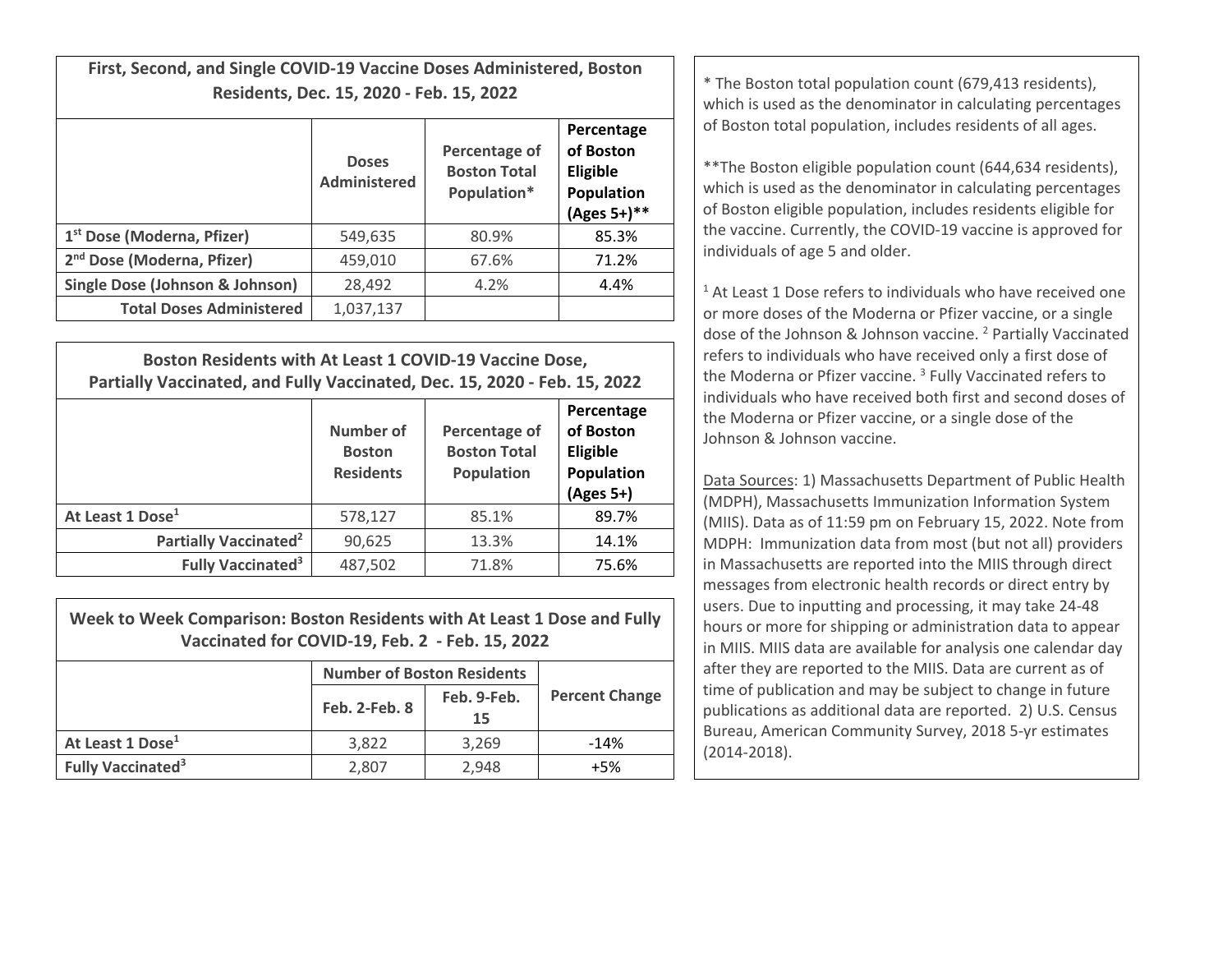| First, Second, and Single COVID-19 Vaccine Doses Administered, Boston Residents, Dec. 15, 2020 - Feb. 15, 2022 | | | |
|---|---|---|---|
| | **Doses Administered** | **Percentage of Boston Total Population*** | **Percentage of Boston Eligible Population (Ages 5+)**** |
| **1st Dose (Moderna, Pfizer)** | 549,635 | 80.9% | 85.3% |
| **2nd Dose (Moderna, Pfizer)** | 459,010 | 67.6% | 71.2% |
| **Single Dose (Johnson & Johnson)** | 28,492 | 4.2% | 4.4% |
| **Total Doses Administered** | 1,037,137 | | |

| Boston Residents with At Least 1 COVID-19 Vaccine Dose, Partially Vaccinated, and Fully Vaccinated, Dec. 15, 2020 - Feb. 15, 2022 | | | |
|---|---|---|---|
| | **Number of Boston Residents** | **Percentage of Boston Total Population** | **Percentage of Boston Eligible Population (Ages 5+)** |
| **At Least 1 Dose[1]** | 578,127 | 85.1% | 89.7% |
| **Partially Vaccinated[2]** | 90,625 | 13.3% | 14.1% |
| **Fully Vaccinated[3]** | 487,502 | 71.8% | 75.6% |

| Week to Week Comparison: Boston Residents with At Least 1 Dose and Fully Vaccinated for COVID-19, Feb. 2 - Feb. 15, 2022 | | | |
|---|---|---|---|
| | **Number of Boston Residents** | | **Percent Change** |
| | **Feb. 2-Feb. 8** | **Feb. 9-Feb. 15** | |
| **At Least 1 Dose[1]** | 3,822 | 3,269 | -14% |
| **Fully Vaccinated[3]** | 2,807 | 2,948 | +5% |

* The Boston total population count (679,413 residents), which is used as the denominator in calculating percentages of Boston total population, includes residents of all ages.

**The Boston eligible population count (644,634 residents), which is used as the denominator in calculating percentages of Boston eligible population, includes residents eligible for the vaccine. Currently, the COVID-19 vaccine is approved for individuals of age 5 and older.

[1] At Least 1 Dose refers to individuals who have received one or more doses of the Moderna or Pfizer vaccine, or a single dose of the Johnson & Johnson vaccine. [2] Partially Vaccinated refers to individuals who have received only a first dose of the Moderna or Pfizer vaccine. [3] Fully Vaccinated refers to individuals who have received both first and second doses of the Moderna or Pfizer vaccine, or a single dose of the Johnson & Johnson vaccine.

Data Sources: 1) Massachusetts Department of Public Health (MDPH), Massachusetts Immunization Information System (MIIS). Data as of 11:59 pm on February 15, 2022. Note from MDPH: Immunization data from most (but not all) providers in Massachusetts are reported into the MIIS through direct messages from electronic health records or direct entry by users. Due to inputting and processing, it may take 24-48 hours or more for shipping or administration data to appear in MIIS. MIIS data are available for analysis one calendar day after they are reported to the MIIS. Data are current as of time of publication and may be subject to change in future publications as additional data are reported. 2) U.S. Census Bureau, American Community Survey, 2018 5-yr estimates (2014-2018).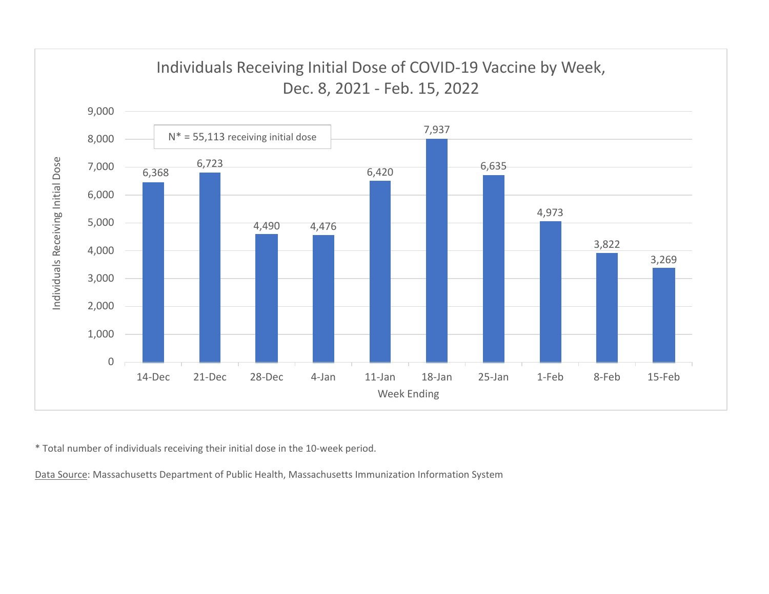## Individuals Receiving Initial Dose of COVID-19 Vaccine by Week, Dec. 8, 2021 - Feb. 15, 2022

N* = 55,113 receiving initial dose

| Week Ending | Individuals Receiving Initial Dose |
|---|---|
| 14-Dec | 6,368 |
| 21-Dec | 6,723 |
| 28-Dec | 4,490 |
| 4-Jan | 4,476 |
| 11-Jan | 6,420 |
| 18-Jan | 7,937 |
| 25-Jan | 6,635 |
| 1-Feb | 4,973 |
| 8-Feb | 3,822 |
| 15-Feb | 3,269 |

* Total number of individuals receiving their initial dose in the 10-week period.

Data Source: Massachusetts Department of Public Health, Massachusetts Immunization Information System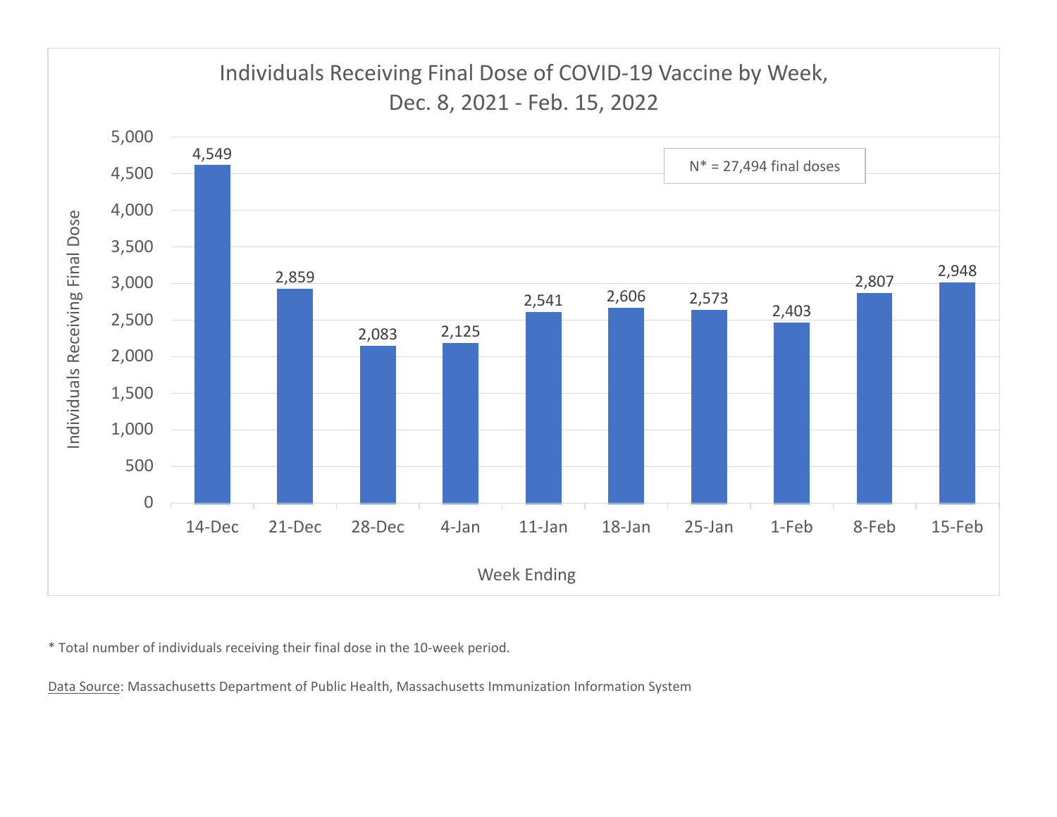## Individuals Receiving Final Dose of COVID-19 Vaccine by Week, Dec. 8, 2021 - Feb. 15, 2022

N* = 27,494 final doses

| Week Ending | Individuals Receiving Final Dose |
|---|---|
| 14-Dec | 4,549 |
| 21-Dec | 2,859 |
| 28-Dec | 2,083 |
| 4-Jan | 2,125 |
| 11-Jan | 2,541 |
| 18-Jan | 2,606 |
| 25-Jan | 2,573 |
| 1-Feb | 2,403 |
| 8-Feb | 2,807 |
| 15-Feb | 2,948 |

* Total number of individuals receiving their final dose in the 10-week period.

Data Source: Massachusetts Department of Public Health, Massachusetts Immunization Information System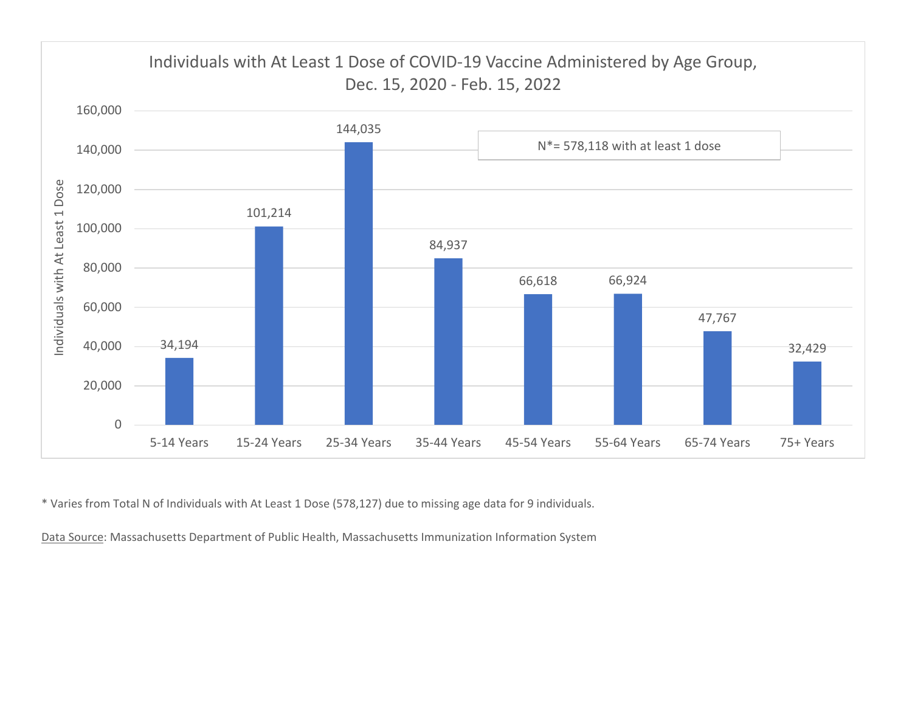## Individuals with At Least 1 Dose of COVID-19 Vaccine Administered by Age Group, Dec. 15, 2020 - Feb. 15, 2022

N*= 578,118 with at least 1 dose

| Age Group | Individuals with At Least 1 Dose |
| --- | --- |
| 5-14 Years | 34,194 |
| 15-24 Years | 101,214 |
| 25-34 Years | 144,035 |
| 35-44 Years | 84,937 |
| 45-54 Years | 66,618 |
| 55-64 Years | 66,924 |
| 65-74 Years | 47,767 |
| 75+ Years | 32,429 |

* Varies from Total N of Individuals with At Least 1 Dose (578,127) due to missing age data for 9 individuals.

Data Source: Massachusetts Department of Public Health, Massachusetts Immunization Information System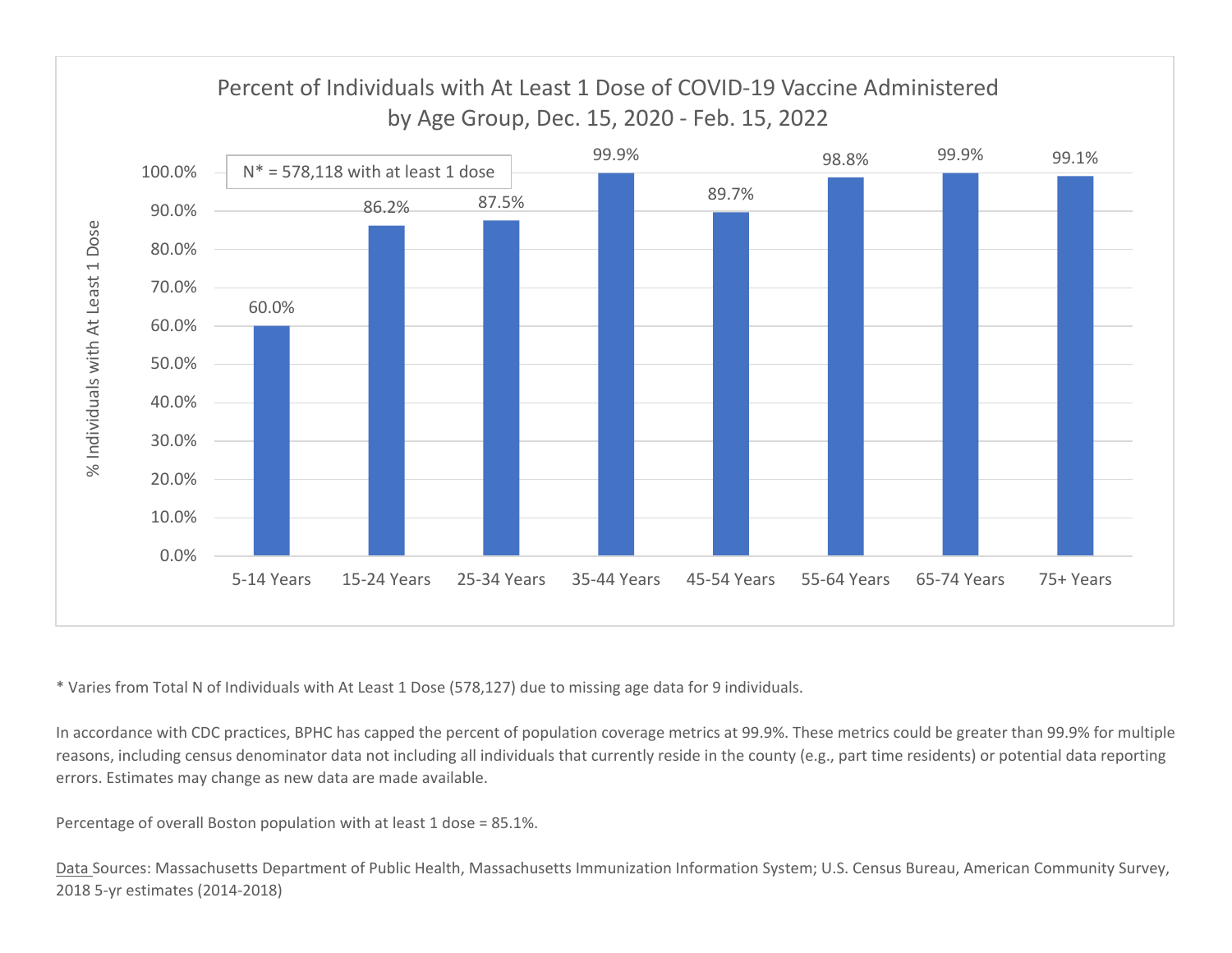## Percent of Individuals with At Least 1 Dose of COVID-19 Vaccine Administered by Age Group, Dec. 15, 2020 - Feb. 15, 2022

N* = 578,118 with at least 1 dose

| Age Group | % Individuals with At Least 1 Dose |
| --- | --- |
| 5-14 Years | 60.0% |
| 15-24 Years | 86.2% |
| 25-34 Years | 87.5% |
| 35-44 Years | 99.9% |
| 45-54 Years | 89.7% |
| 55-64 Years | 98.8% |
| 65-74 Years | 99.9% |
| 75+ Years | 99.1% |

* Varies from Total N of Individuals with At Least 1 Dose (578,127) due to missing age data for 9 individuals.

In accordance with CDC practices, BPHC has capped the percent of population coverage metrics at 99.9%. These metrics could be greater than 99.9% for multiple reasons, including census denominator data not including all individuals that currently reside in the county (e.g., part time residents) or potential data reporting errors. Estimates may change as new data are made available.

Percentage of overall Boston population with at least 1 dose = 85.1%.

Data Sources: Massachusetts Department of Public Health, Massachusetts Immunization Information System; U.S. Census Bureau, American Community Survey, 2018 5-yr estimates (2014-2018)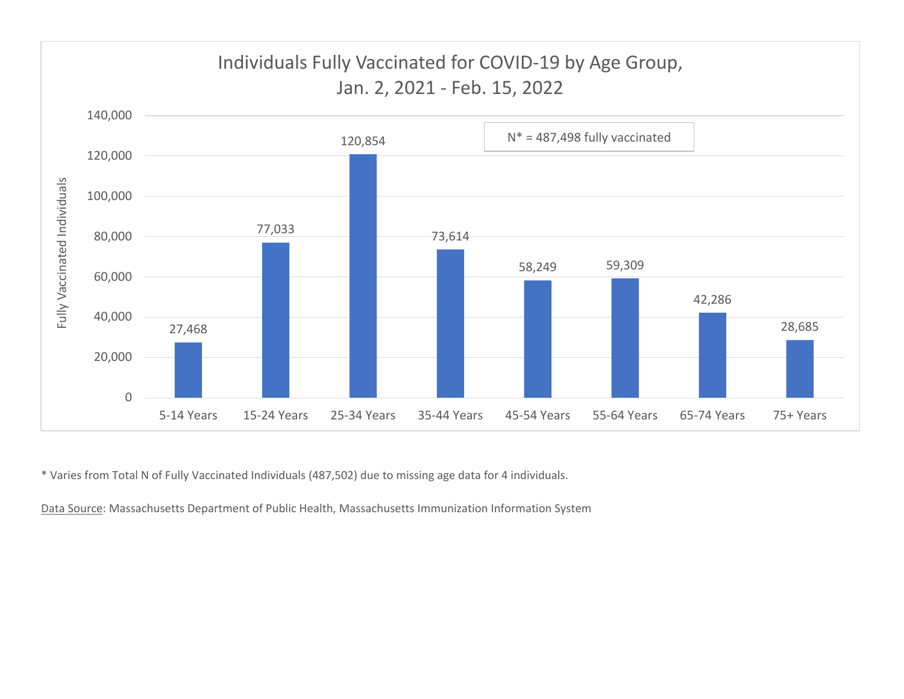## Individuals Fully Vaccinated for COVID-19 by Age Group, Jan. 2, 2021 - Feb. 15, 2022

N* = 487,498 fully vaccinated

| Age Group | Fully Vaccinated Individuals |
|---|---|
| 5-14 Years | 27,468 |
| 15-24 Years | 77,033 |
| 25-34 Years | 120,854 |
| 35-44 Years | 73,614 |
| 45-54 Years | 58,249 |
| 55-64 Years | 59,309 |
| 65-74 Years | 42,286 |
| 75+ Years | 28,685 |

* Varies from Total N of Fully Vaccinated Individuals (487,502) due to missing age data for 4 individuals.

Data Source: Massachusetts Department of Public Health, Massachusetts Immunization Information System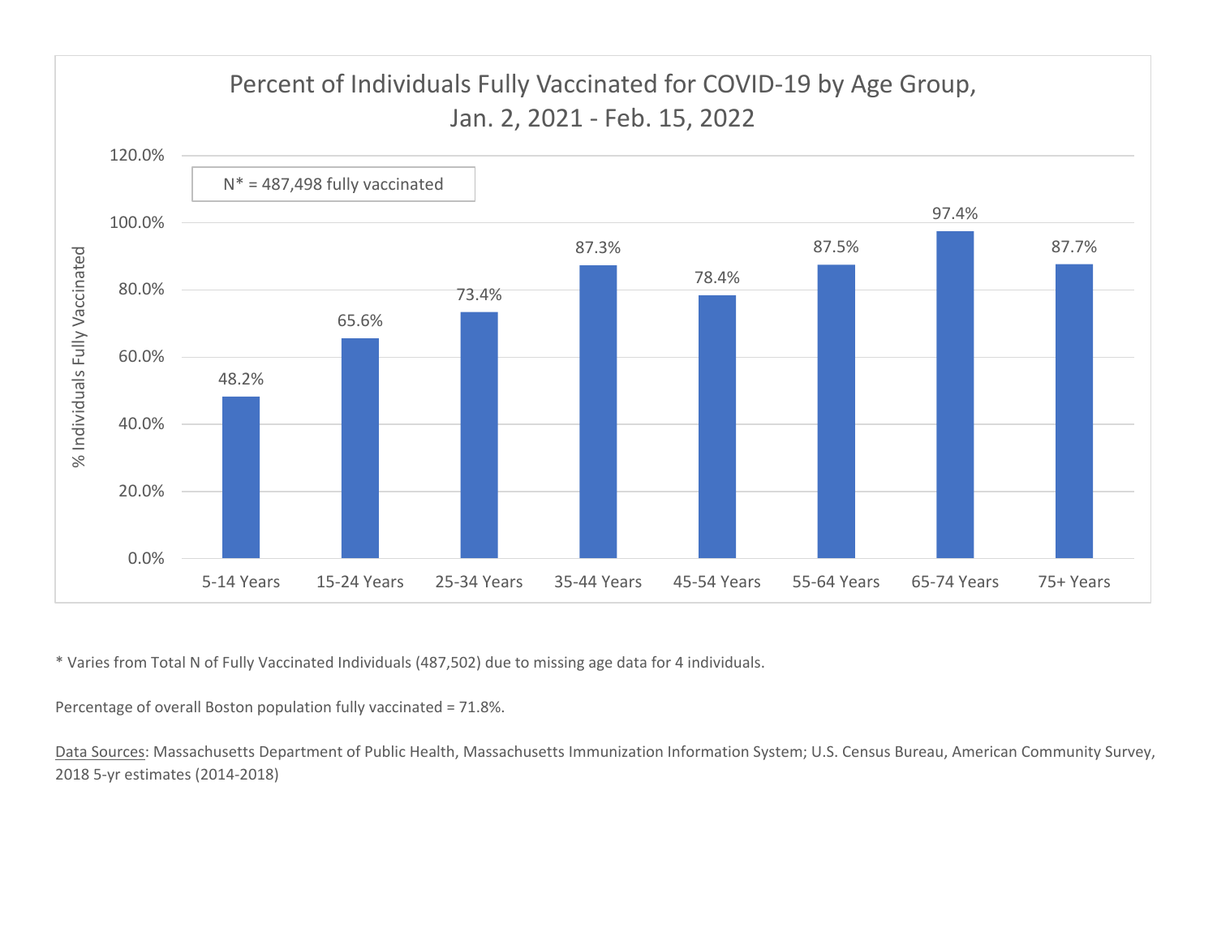## Percent of Individuals Fully Vaccinated for COVID-19 by Age Group, Jan. 2, 2021 - Feb. 15, 2022

N* = 487,498 fully vaccinated

| Age Group | % Individuals Fully Vaccinated |
|---|---|
| 5-14 Years | 48.2% |
| 15-24 Years | 65.6% |
| 25-34 Years | 73.4% |
| 35-44 Years | 87.3% |
| 45-54 Years | 78.4% |
| 55-64 Years | 87.5% |
| 65-74 Years | 97.4% |
| 75+ Years | 87.7% |

* Varies from Total N of Fully Vaccinated Individuals (487,502) due to missing age data for 4 individuals.

Percentage of overall Boston population fully vaccinated = 71.8%.

Data Sources: Massachusetts Department of Public Health, Massachusetts Immunization Information System; U.S. Census Bureau, American Community Survey, 2018 5-yr estimates (2014-2018)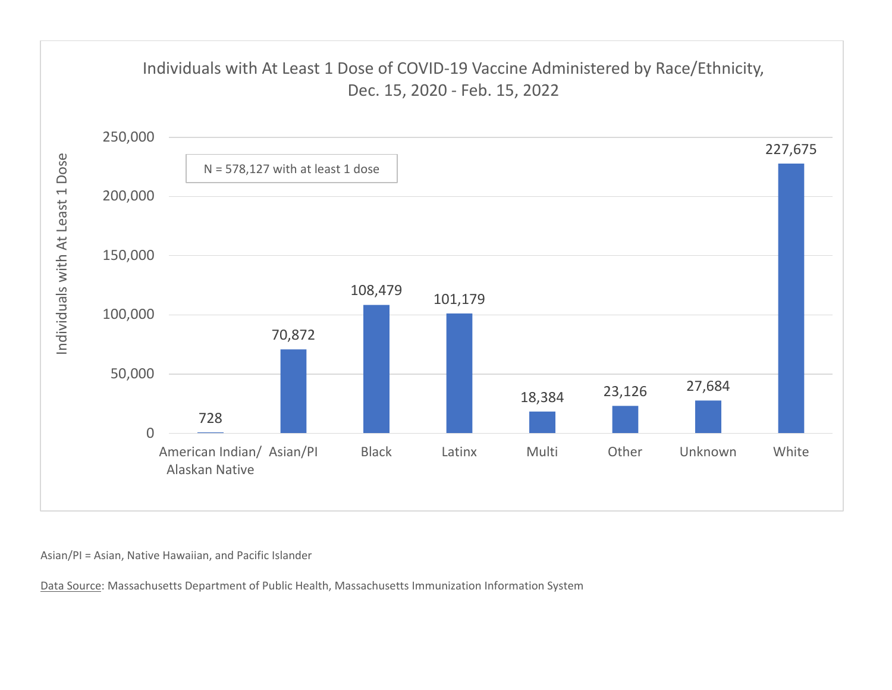## Individuals with At Least 1 Dose of COVID-19 Vaccine Administered by Race/Ethnicity, Dec. 15, 2020 - Feb. 15, 2022

N = 578,127 with at least 1 dose

| Race/Ethnicity | Individuals with At Least 1 Dose |
| --- | --- |
| American Indian/Alaskan Native | 728 |
| Asian/PI | 70,872 |
| Black | 108,479 |
| Latinx | 101,179 |
| Multi | 18,384 |
| Other | 23,126 |
| Unknown | 27,684 |
| White | 227,675 |

Asian/PI = Asian, Native Hawaiian, and Pacific Islander

Data Source: Massachusetts Department of Public Health, Massachusetts Immunization Information System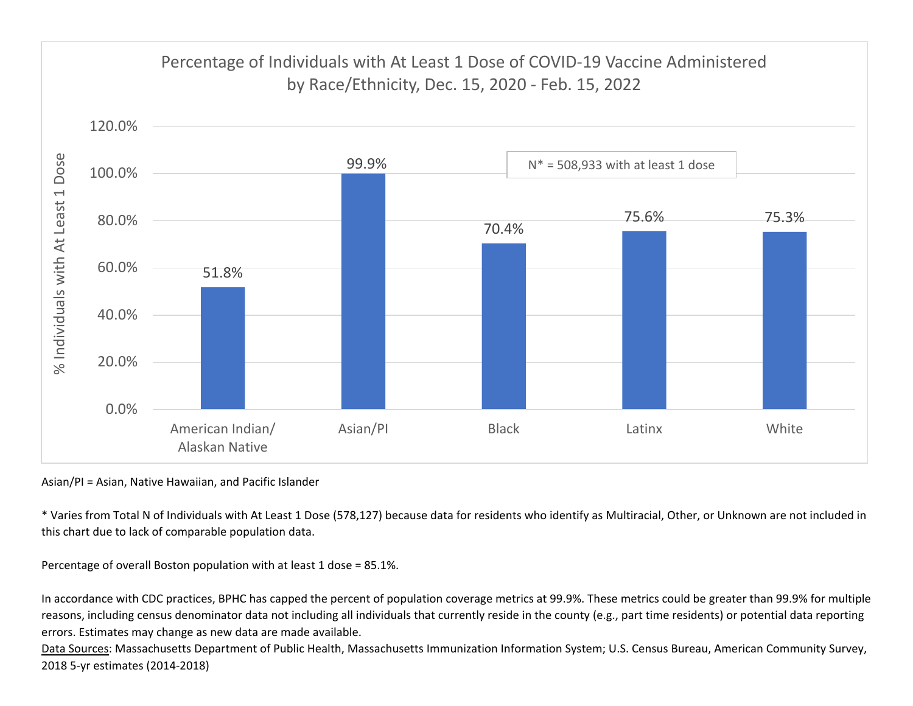## Percentage of Individuals with At Least 1 Dose of COVID-19 Vaccine Administered by Race/Ethnicity, Dec. 15, 2020 - Feb. 15, 2022

N* = 508,933 with at least 1 dose

| Race/Ethnicity | % Individuals with At Least 1 Dose |
|---|---|
| American Indian/ Alaskan Native | 51.8% |
| Asian/PI | 99.9% |
| Black | 70.4% |
| Latinx | 75.6% |
| White | 75.3% |

Asian/PI = Asian, Native Hawaiian, and Pacific Islander

* Varies from Total N of Individuals with At Least 1 Dose (578,127) because data for residents who identify as Multiracial, Other, or Unknown are not included in this chart due to lack of comparable population data.

Percentage of overall Boston population with at least 1 dose = 85.1%.

In accordance with CDC practices, BPHC has capped the percent of population coverage metrics at 99.9%. These metrics could be greater than 99.9% for multiple reasons, including census denominator data not including all individuals that currently reside in the county (e.g., part time residents) or potential data reporting errors. Estimates may change as new data are made available.

Data Sources: Massachusetts Department of Public Health, Massachusetts Immunization Information System; U.S. Census Bureau, American Community Survey, 2018 5-yr estimates (2014-2018)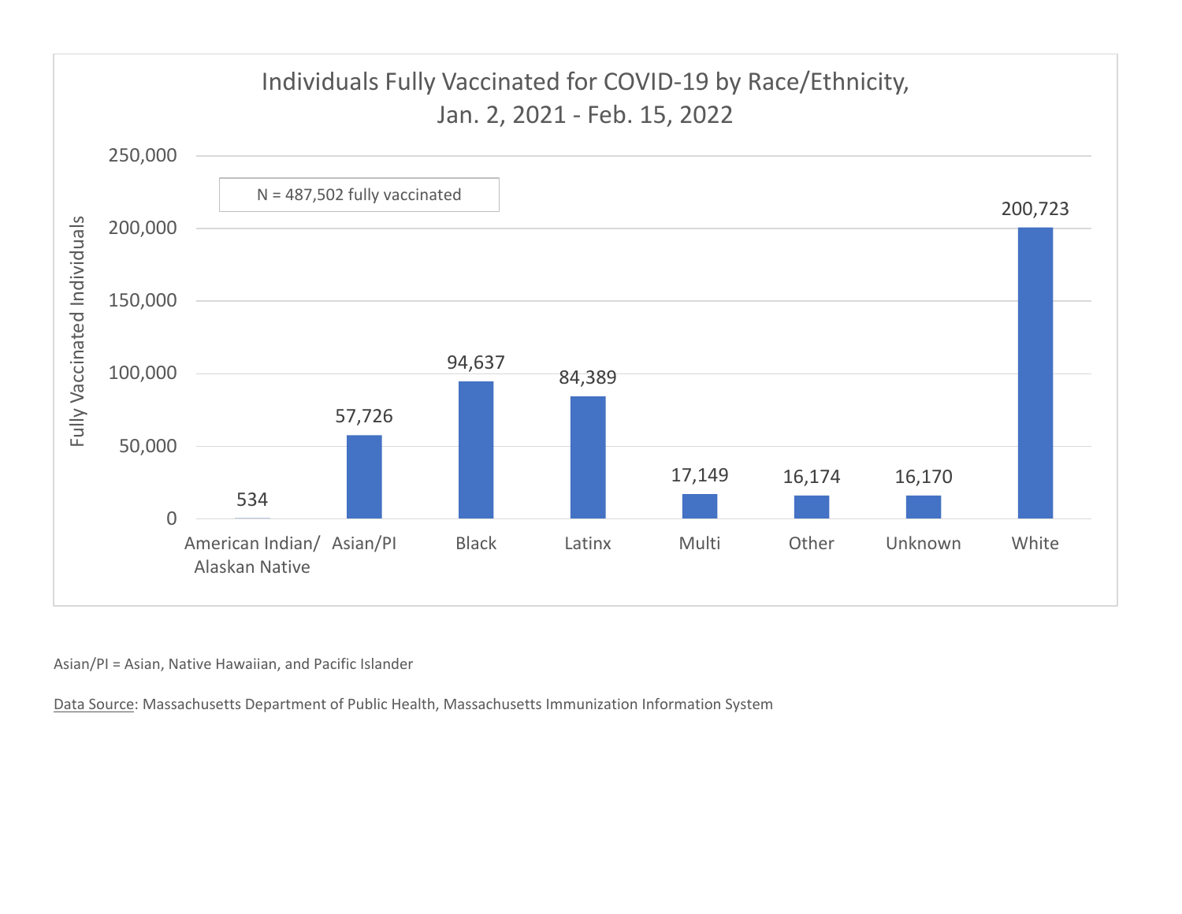## Individuals Fully Vaccinated for COVID-19 by Race/Ethnicity, Jan. 2, 2021 - Feb. 15, 2022

N = 487,502 fully vaccinated

| Race/Ethnicity | Fully Vaccinated Individuals |
|---|---|
| American Indian/ Alaskan Native | 534 |
| Asian/PI | 57,726 |
| Black | 94,637 |
| Latinx | 84,389 |
| Multi | 17,149 |
| Other | 16,174 |
| Unknown | 16,170 |
| White | 200,723 |

Asian/PI = Asian, Native Hawaiian, and Pacific Islander

Data Source: Massachusetts Department of Public Health, Massachusetts Immunization Information System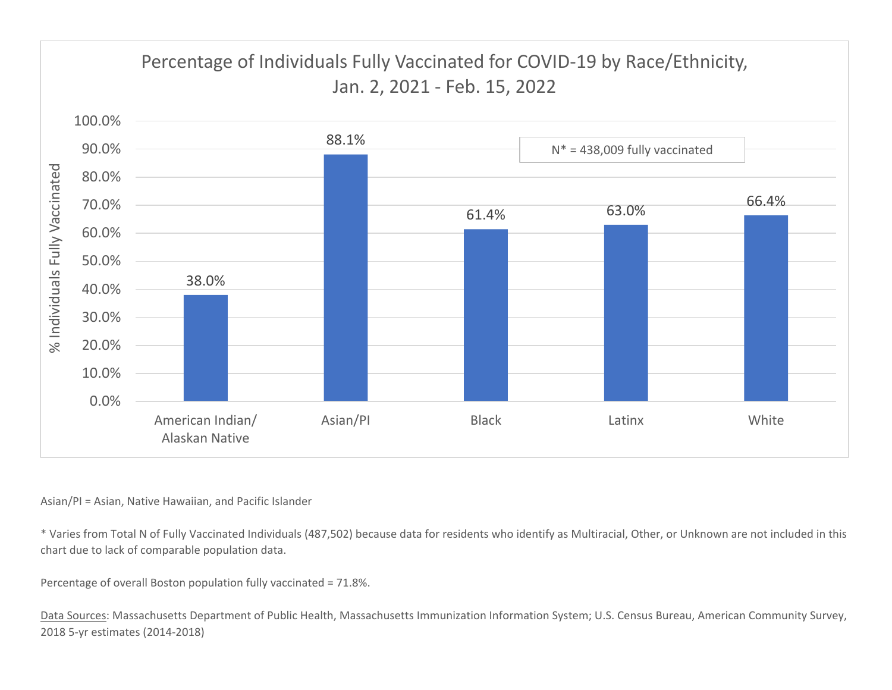Percentage of Individuals Fully Vaccinated for COVID-19 by Race/Ethnicity, Jan. 2, 2021 - Feb. 15, 2022

N* = 438,009 fully vaccinated

| Race/Ethnicity | % Individuals Fully Vaccinated |
|---|---|
| American Indian/ Alaskan Native | 38.0% |
| Asian/PI | 88.1% |
| Black | 61.4% |
| Latinx | 63.0% |
| White | 66.4% |

Asian/PI = Asian, Native Hawaiian, and Pacific Islander

* Varies from Total N of Fully Vaccinated Individuals (487,502) because data for residents who identify as Multiracial, Other, or Unknown are not included in this chart due to lack of comparable population data.

Percentage of overall Boston population fully vaccinated = 71.8%.

Data Sources: Massachusetts Department of Public Health, Massachusetts Immunization Information System; U.S. Census Bureau, American Community Survey, 2018 5-yr estimates (2014-2018)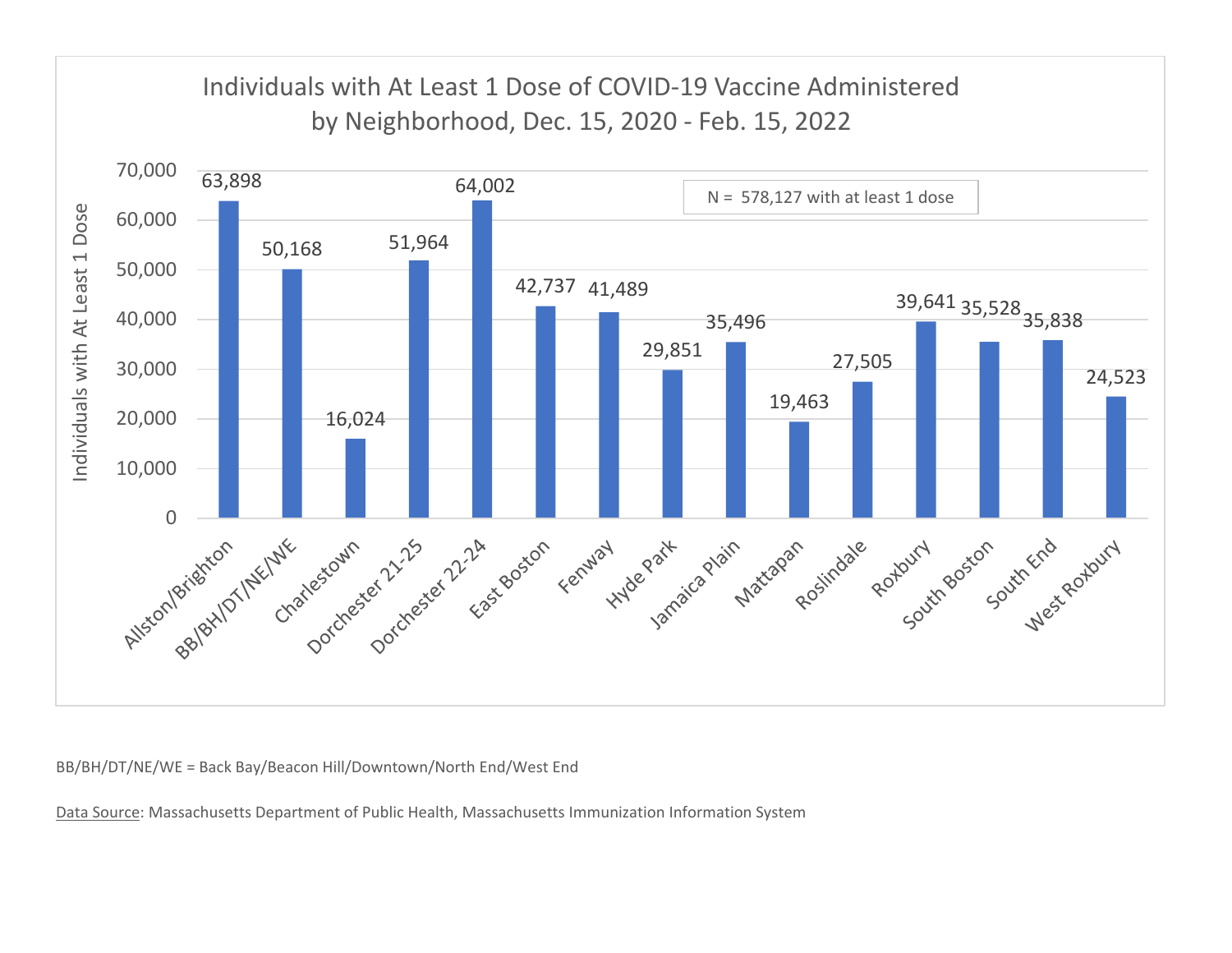## Individuals with At Least 1 Dose of COVID-19 Vaccine Administered by Neighborhood, Dec. 15, 2020 - Feb. 15, 2022

N = 578,127 with at least 1 dose

| Neighborhood | Individuals with At Least 1 Dose |
| --- | --- |
| Allston/Brighton | 63,898 |
| BB/BH/DT/NE/WE | 50,168 |
| Charlestown | 16,024 |
| Dorchester 21-25 | 51,964 |
| Dorchester 22-24 | 64,002 |
| East Boston | 42,737 |
| Fenway | 41,489 |
| Hyde Park | 29,851 |
| Jamaica Plain | 35,496 |
| Mattapan | 19,463 |
| Roslindale | 27,505 |
| Roxbury | 39,641 |
| South Boston | 35,528 |
| South End | 35,838 |
| West Roxbury | 24,523 |

BB/BH/DT/NE/WE = Back Bay/Beacon Hill/Downtown/North End/West End

Data Source: Massachusetts Department of Public Health, Massachusetts Immunization Information System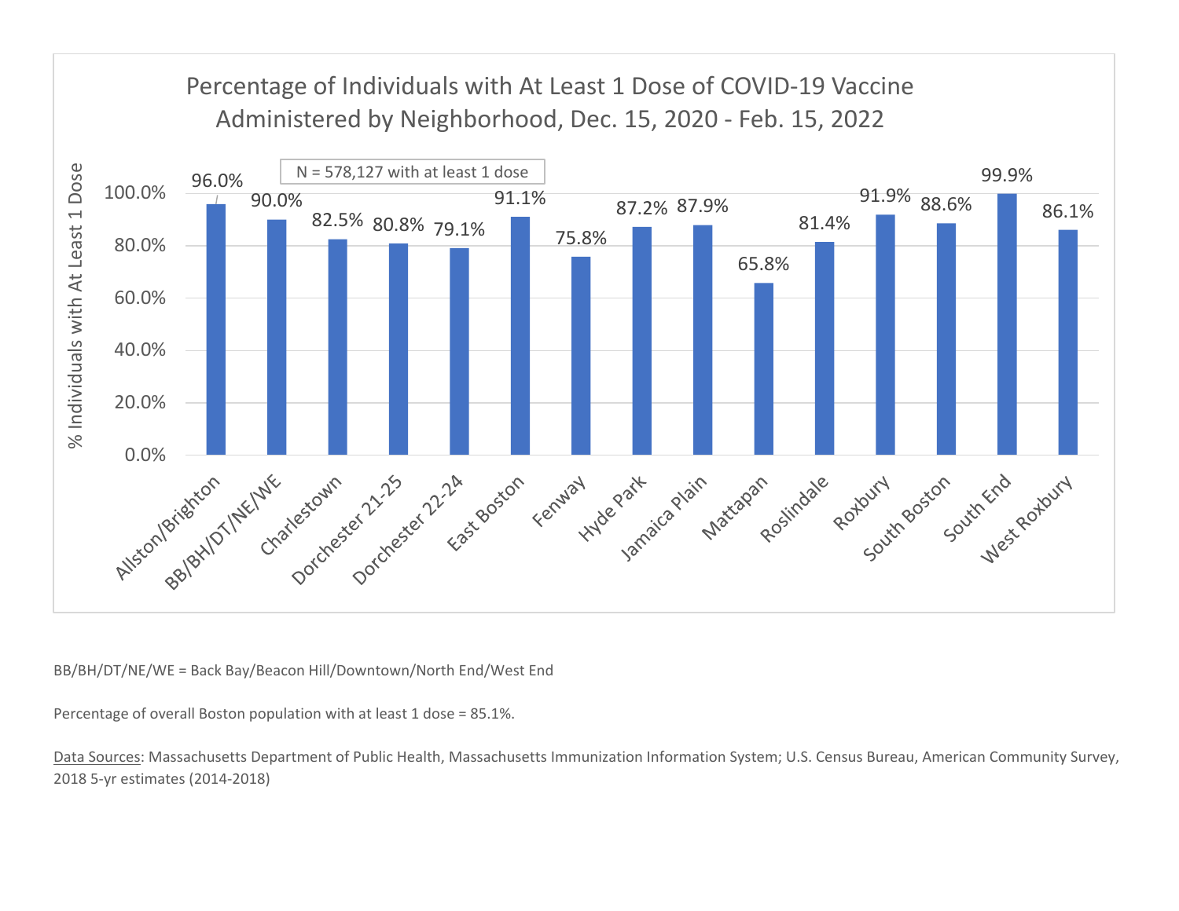## Percentage of Individuals with At Least 1 Dose of COVID-19 Vaccine Administered by Neighborhood, Dec. 15, 2020 - Feb. 15, 2022

N = 578,127 with at least 1 dose

| Neighborhood | % Individuals with At Least 1 Dose |
|---|---|
| Allston/Brighton | 96.0% |
| BB/BH/DT/NE/WE | 90.0% |
| Charlestown | 82.5% |
| Dorchester 21-25 | 80.8% |
| Dorchester 22-24 | 79.1% |
| East Boston | 91.1% |
| Fenway | 75.8% |
| Hyde Park | 87.2% |
| Jamaica Plain | 87.9% |
| Mattapan | 65.8% |
| Roslindale | 81.4% |
| Roxbury | 91.9% |
| South Boston | 88.6% |
| South End | 99.9% |
| West Roxbury | 86.1% |

BB/BH/DT/NE/WE = Back Bay/Beacon Hill/Downtown/North End/West End

Percentage of overall Boston population with at least 1 dose = 85.1%.

Data Sources: Massachusetts Department of Public Health, Massachusetts Immunization Information System; U.S. Census Bureau, American Community Survey, 2018 5-yr estimates (2014-2018)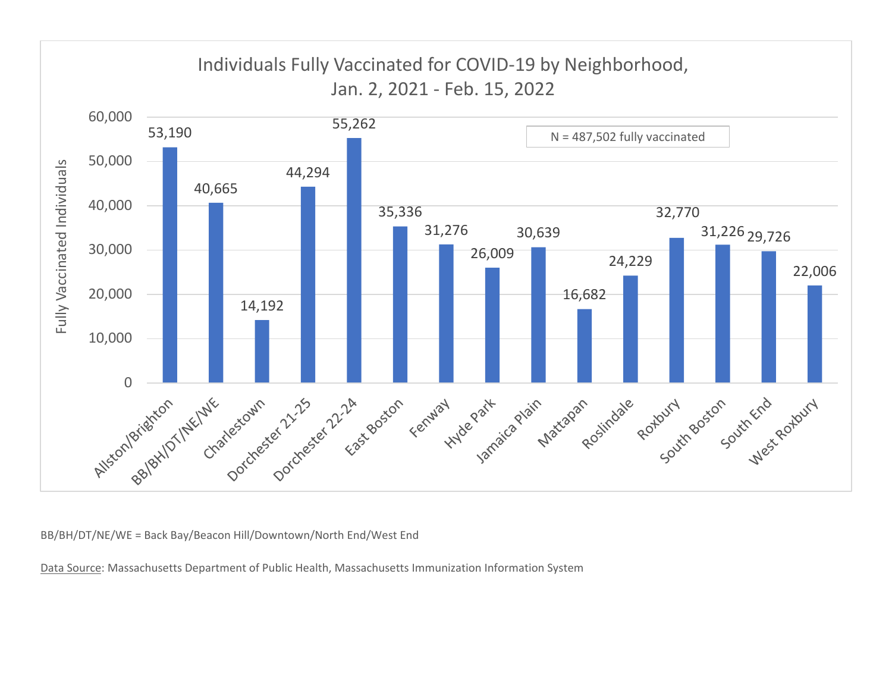## Individuals Fully Vaccinated for COVID-19 by Neighborhood, Jan. 2, 2021 - Feb. 15, 2022

N = 487,502 fully vaccinated

| Neighborhood | Fully Vaccinated Individuals |
|---|---|
| Allston/Brighton | 53,190 |
| BB/BH/DT/NE/WE | 40,665 |
| Charlestown | 14,192 |
| Dorchester 21-25 | 44,294 |
| Dorchester 22-24 | 55,262 |
| East Boston | 35,336 |
| Fenway | 31,276 |
| Hyde Park | 26,009 |
| Jamaica Plain | 30,639 |
| Mattapan | 16,682 |
| Roslindale | 24,229 |
| Roxbury | 32,770 |
| South Boston | 31,226 |
| South End | 29,726 |
| West Roxbury | 22,006 |

BB/BH/DT/NE/WE = Back Bay/Beacon Hill/Downtown/North End/West End

Data Source: Massachusetts Department of Public Health, Massachusetts Immunization Information System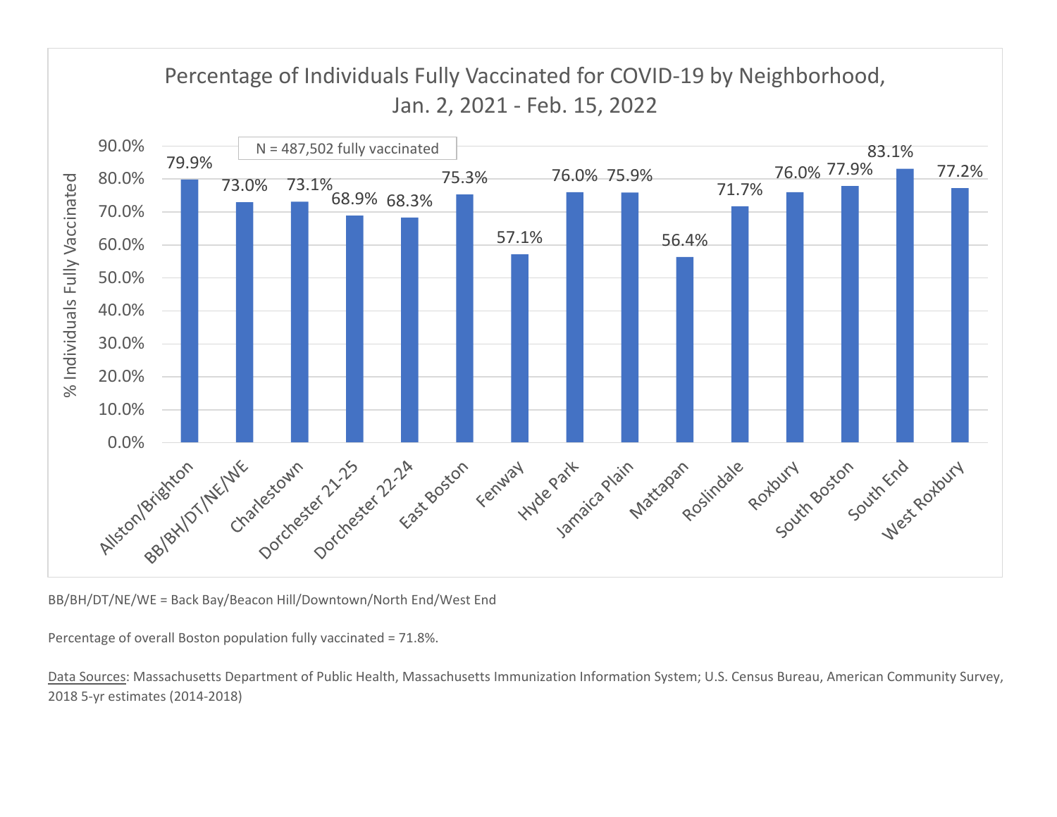## Percentage of Individuals Fully Vaccinated for COVID-19 by Neighborhood, Jan. 2, 2021 - Feb. 15, 2022

N = 487,502 fully vaccinated

| Neighborhood | % Individuals Fully Vaccinated |
| --- | --- |
| Allston/Brighton | 79.9% |
| BB/BH/DT/NE/WE | 73.0% |
| Charlestown | 73.1% |
| Dorchester 21-25 | 68.9% |
| Dorchester 22-24 | 68.3% |
| East Boston | 75.3% |
| Fenway | 57.1% |
| Hyde Park | 76.0% |
| Jamaica Plain | 75.9% |
| Mattapan | 56.4% |
| Roslindale | 71.7% |
| Roxbury | 76.0% |
| South Boston | 77.9% |
| South End | 83.1% |
| West Roxbury | 77.2% |

BB/BH/DT/NE/WE = Back Bay/Beacon Hill/Downtown/North End/West End

Percentage of overall Boston population fully vaccinated = 71.8%.

Data Sources: Massachusetts Department of Public Health, Massachusetts Immunization Information System; U.S. Census Bureau, American Community Survey, 2018 5-yr estimates (2014-2018)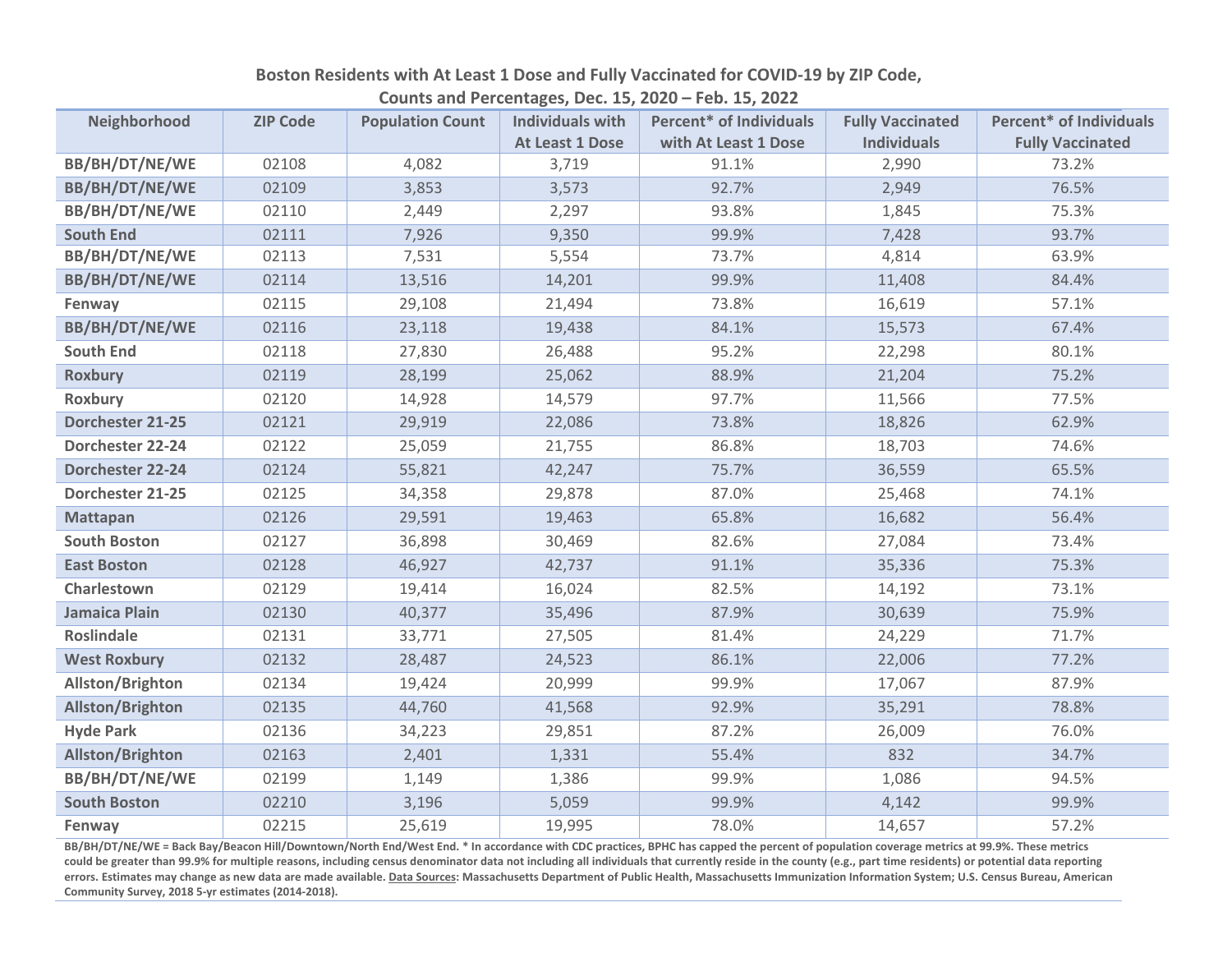## Boston Residents with At Least 1 Dose and Fully Vaccinated for COVID-19 by ZIP Code, Counts and Percentages, Dec. 15, 2020 – Feb. 15, 2022

| Neighborhood | ZIP Code | Population Count | Individuals with At Least 1 Dose | Percent* of Individuals with At Least 1 Dose | Fully Vaccinated Individuals | Percent* of Individuals Fully Vaccinated |
|---|---|---|---|---|---|---|
| BB/BH/DT/NE/WE | 02108 | 4,082 | 3,719 | 91.1% | 2,990 | 73.2% |
| BB/BH/DT/NE/WE | 02109 | 3,853 | 3,573 | 92.7% | 2,949 | 76.5% |
| BB/BH/DT/NE/WE | 02110 | 2,449 | 2,297 | 93.8% | 1,845 | 75.3% |
| South End | 02111 | 7,926 | 9,350 | 99.9% | 7,428 | 93.7% |
| BB/BH/DT/NE/WE | 02113 | 7,531 | 5,554 | 73.7% | 4,814 | 63.9% |
| BB/BH/DT/NE/WE | 02114 | 13,516 | 14,201 | 99.9% | 11,408 | 84.4% |
| Fenway | 02115 | 29,108 | 21,494 | 73.8% | 16,619 | 57.1% |
| BB/BH/DT/NE/WE | 02116 | 23,118 | 19,438 | 84.1% | 15,573 | 67.4% |
| South End | 02118 | 27,830 | 26,488 | 95.2% | 22,298 | 80.1% |
| Roxbury | 02119 | 28,199 | 25,062 | 88.9% | 21,204 | 75.2% |
| Roxbury | 02120 | 14,928 | 14,579 | 97.7% | 11,566 | 77.5% |
| Dorchester 21-25 | 02121 | 29,919 | 22,086 | 73.8% | 18,826 | 62.9% |
| Dorchester 22-24 | 02122 | 25,059 | 21,755 | 86.8% | 18,703 | 74.6% |
| Dorchester 22-24 | 02124 | 55,821 | 42,247 | 75.7% | 36,559 | 65.5% |
| Dorchester 21-25 | 02125 | 34,358 | 29,878 | 87.0% | 25,468 | 74.1% |
| Mattapan | 02126 | 29,591 | 19,463 | 65.8% | 16,682 | 56.4% |
| South Boston | 02127 | 36,898 | 30,469 | 82.6% | 27,084 | 73.4% |
| East Boston | 02128 | 46,927 | 42,737 | 91.1% | 35,336 | 75.3% |
| Charlestown | 02129 | 19,414 | 16,024 | 82.5% | 14,192 | 73.1% |
| Jamaica Plain | 02130 | 40,377 | 35,496 | 87.9% | 30,639 | 75.9% |
| Roslindale | 02131 | 33,771 | 27,505 | 81.4% | 24,229 | 71.7% |
| West Roxbury | 02132 | 28,487 | 24,523 | 86.1% | 22,006 | 77.2% |
| Allston/Brighton | 02134 | 19,424 | 20,999 | 99.9% | 17,067 | 87.9% |
| Allston/Brighton | 02135 | 44,760 | 41,568 | 92.9% | 35,291 | 78.8% |
| Hyde Park | 02136 | 34,223 | 29,851 | 87.2% | 26,009 | 76.0% |
| Allston/Brighton | 02163 | 2,401 | 1,331 | 55.4% | 832 | 34.7% |
| BB/BH/DT/NE/WE | 02199 | 1,149 | 1,386 | 99.9% | 1,086 | 94.5% |
| South Boston | 02210 | 3,196 | 5,059 | 99.9% | 4,142 | 99.9% |
| Fenway | 02215 | 25,619 | 19,995 | 78.0% | 14,657 | 57.2% |

**BB/BH/DT/NE/WE = Back Bay/Beacon Hill/Downtown/North End/West End. * In accordance with CDC practices, BPHC has capped the percent of population coverage metrics at 99.9%. These metrics could be greater than 99.9% for multiple reasons, including census denominator data not including all individuals that currently reside in the county (e.g., part time residents) or potential data reporting errors. Estimates may change as new data are made available. Data Sources: Massachusetts Department of Public Health, Massachusetts Immunization Information System; U.S. Census Bureau, American Community Survey, 2018 5-yr estimates (2014-2018).**